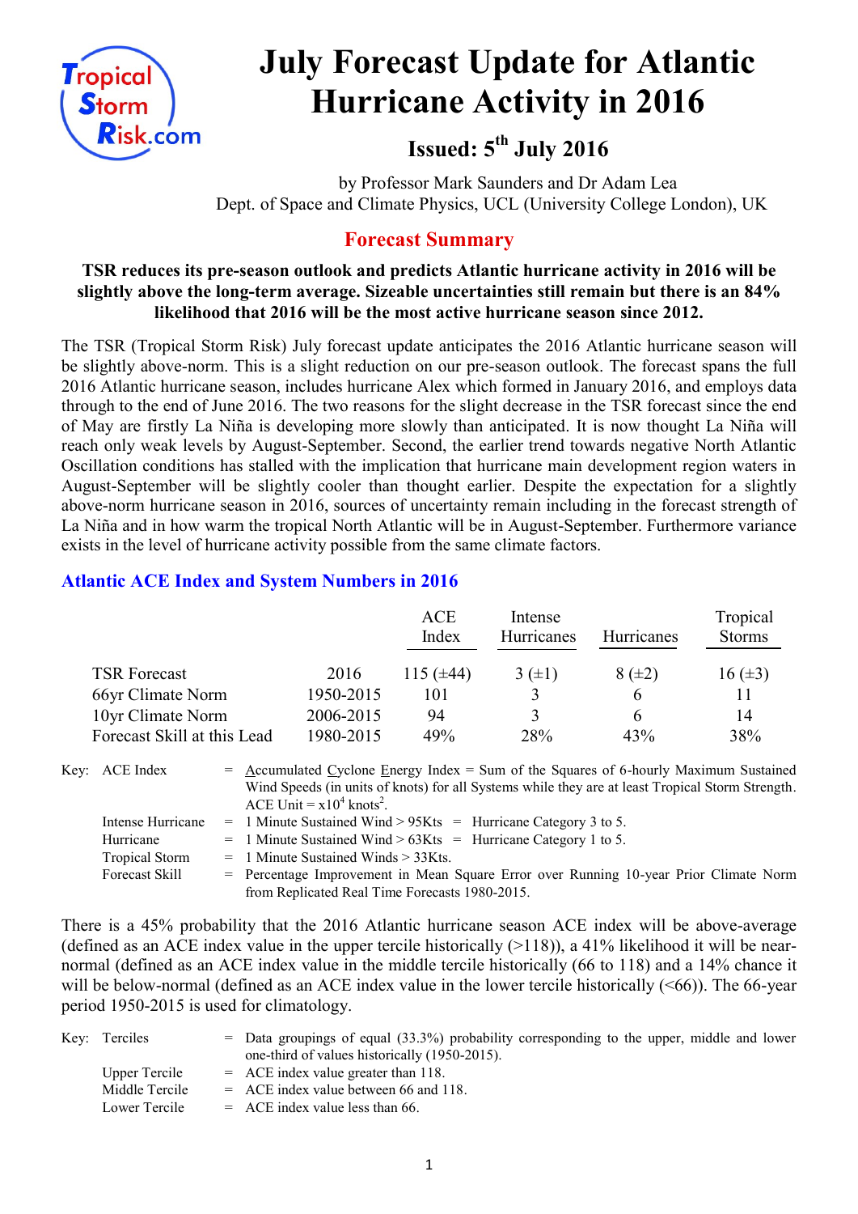# July Forecast Update for Atlantic Hurricane Activity in 2016

## Issued: 5th July 2016

by Professor Mark Saunders and Dr Adam Lea
Dept. of Space and Climate Physics, UCL (University College London), UK

## Forecast Summary

**TSR reduces its pre-season outlook and predicts Atlantic hurricane activity in 2016 will be slightly above the long-term average. Sizeable uncertainties still remain but there is an 84% likelihood that 2016 will be the most active hurricane season since 2012.**

The TSR (Tropical Storm Risk) July forecast update anticipates the 2016 Atlantic hurricane season will be slightly above-norm. This is a slight reduction on our pre-season outlook. The forecast spans the full 2016 Atlantic hurricane season, includes hurricane Alex which formed in January 2016, and employs data through to the end of June 2016. The two reasons for the slight decrease in the TSR forecast since the end of May are firstly La Niña is developing more slowly than anticipated. It is now thought La Niña will reach only weak levels by August-September. Second, the earlier trend towards negative North Atlantic Oscillation conditions has stalled with the implication that hurricane main development region waters in August-September will be slightly cooler than thought earlier. Despite the expectation for a slightly above-norm hurricane season in 2016, sources of uncertainty remain including in the forecast strength of La Niña and in how warm the tropical North Atlantic will be in August-September. Furthermore variance exists in the level of hurricane activity possible from the same climate factors.

### Atlantic ACE Index and System Numbers in 2016

| | | ACE Index | Intense Hurricanes | Hurricanes | Tropical Storms |
|---|---|---|---|---|---|
| TSR Forecast | 2016 | 115 (±44) | 3 (±1) | 8 (±2) | 16 (±3) |
| 66yr Climate Norm | 1950-2015 | 101 | 3 | 6 | 11 |
| 10yr Climate Norm | 2006-2015 | 94 | 3 | 6 | 14 |
| Forecast Skill at this Lead | 1980-2015 | 49% | 28% | 43% | 38% |

Key:
- ACE Index = Accumulated Cyclone Energy Index = Sum of the Squares of 6-hourly Maximum Sustained Wind Speeds (in units of knots) for all Systems while they are at least Tropical Storm Strength. ACE Unit = $x10^4$ knots$^2$.
- Intense Hurricane = 1 Minute Sustained Wind > 95Kts = Hurricane Category 3 to 5.
- Hurricane = 1 Minute Sustained Wind > 63Kts = Hurricane Category 1 to 5.
- Tropical Storm = 1 Minute Sustained Winds > 33Kts.
- Forecast Skill = Percentage Improvement in Mean Square Error over Running 10-year Prior Climate Norm from Replicated Real Time Forecasts 1980-2015.

There is a 45% probability that the 2016 Atlantic hurricane season ACE index will be above-average (defined as an ACE index value in the upper tercile historically (>118)), a 41% likelihood it will be near-normal (defined as an ACE index value in the middle tercile historically (66 to 118) and a 14% chance it will be below-normal (defined as an ACE index value in the lower tercile historically (<66)). The 66-year period 1950-2015 is used for climatology.

Key:
- Terciles = Data groupings of equal (33.3%) probability corresponding to the upper, middle and lower one-third of values historically (1950-2015).
- Upper Tercile = ACE index value greater than 118.
- Middle Tercile = ACE index value between 66 and 118.
- Lower Tercile = ACE index value less than 66.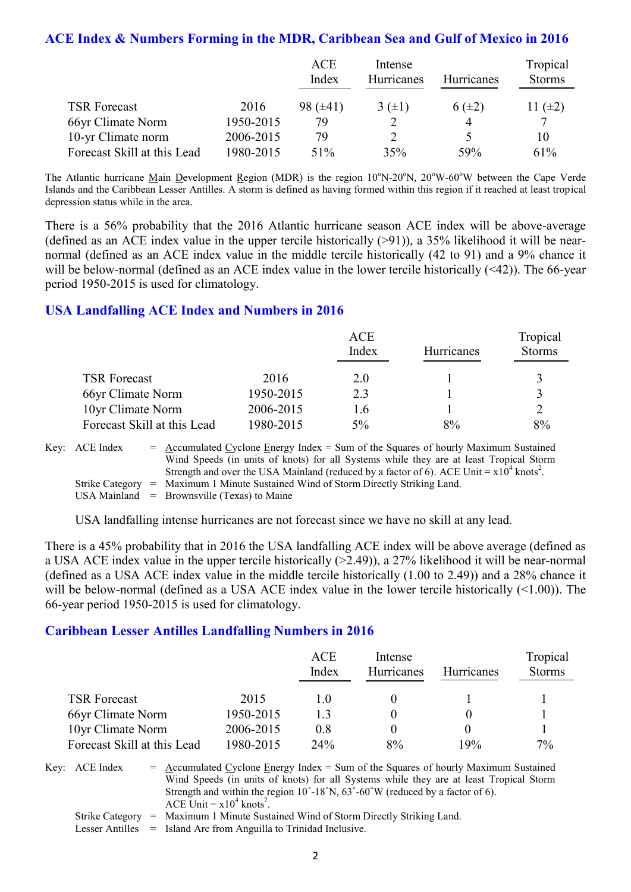## ACE Index & Numbers Forming in the MDR, Caribbean Sea and Gulf of Mexico in 2016

| | | ACE Index | Intense Hurricanes | Hurricanes | Tropical Storms |
|---|---|---|---|---|---|
| TSR Forecast | 2016 | 98 (±41) | 3 (±1) | 6 (±2) | 11 (±2) |
| 66yr Climate Norm | 1950-2015 | 79 | 2 | 4 | 7 |
| 10-yr Climate norm | 2006-2015 | 79 | 2 | 5 | 10 |
| Forecast Skill at this Lead | 1980-2015 | 51% | 35% | 59% | 61% |

The Atlantic hurricane Main Development Region (MDR) is the region 10°N-20°N, 20°W-60°W between the Cape Verde Islands and the Caribbean Lesser Antilles. A storm is defined as having formed within this region if it reached at least tropical depression status while in the area.

There is a 56% probability that the 2016 Atlantic hurricane season ACE index will be above-average (defined as an ACE index value in the upper tercile historically (>91)), a 35% likelihood it will be near-normal (defined as an ACE index value in the middle tercile historically (42 to 91) and a 9% chance it will be below-normal (defined as an ACE index value in the lower tercile historically (<42)). The 66-year period 1950-2015 is used for climatology.

## USA Landfalling ACE Index and Numbers in 2016

| | | ACE Index | Hurricanes | Tropical Storms |
|---|---|---|---|---|
| TSR Forecast | 2016 | 2.0 | 1 | 3 |
| 66yr Climate Norm | 1950-2015 | 2.3 | 1 | 3 |
| 10yr Climate Norm | 2006-2015 | 1.6 | 1 | 2 |
| Forecast Skill at this Lead | 1980-2015 | 5% | 8% | 8% |

Key: ACE Index = Accumulated Cyclone Energy Index = Sum of the Squares of hourly Maximum Sustained Wind Speeds (in units of knots) for all Systems while they are at least Tropical Storm Strength and over the USA Mainland (reduced by a factor of 6). ACE Unit = $x10^4$ knots$^2$.
Strike Category = Maximum 1 Minute Sustained Wind of Storm Directly Striking Land.
USA Mainland = Brownsville (Texas) to Maine

USA landfalling intense hurricanes are not forecast since we have no skill at any lead.

There is a 45% probability that in 2016 the USA landfalling ACE index will be above average (defined as a USA ACE index value in the upper tercile historically (>2.49)), a 27% likelihood it will be near-normal (defined as a USA ACE index value in the middle tercile historically (1.00 to 2.49)) and a 28% chance it will be below-normal (defined as a USA ACE index value in the lower tercile historically (<1.00)). The 66-year period 1950-2015 is used for climatology.

## Caribbean Lesser Antilles Landfalling Numbers in 2016

| | | ACE Index | Intense Hurricanes | Hurricanes | Tropical Storms |
|---|---|---|---|---|---|
| TSR Forecast | 2015 | 1.0 | 0 | 1 | 1 |
| 66yr Climate Norm | 1950-2015 | 1.3 | 0 | 0 | 1 |
| 10yr Climate Norm | 2006-2015 | 0.8 | 0 | 0 | 1 |
| Forecast Skill at this Lead | 1980-2015 | 24% | 8% | 19% | 7% |

Key: ACE Index = Accumulated Cyclone Energy Index = Sum of the Squares of hourly Maximum Sustained Wind Speeds (in units of knots) for all Systems while they are at least Tropical Storm Strength and within the region 10˚-18˚N, 63˚-60˚W (reduced by a factor of 6). ACE Unit = $x10^4$ knots$^2$.
Strike Category = Maximum 1 Minute Sustained Wind of Storm Directly Striking Land.
Lesser Antilles = Island Arc from Anguilla to Trinidad Inclusive.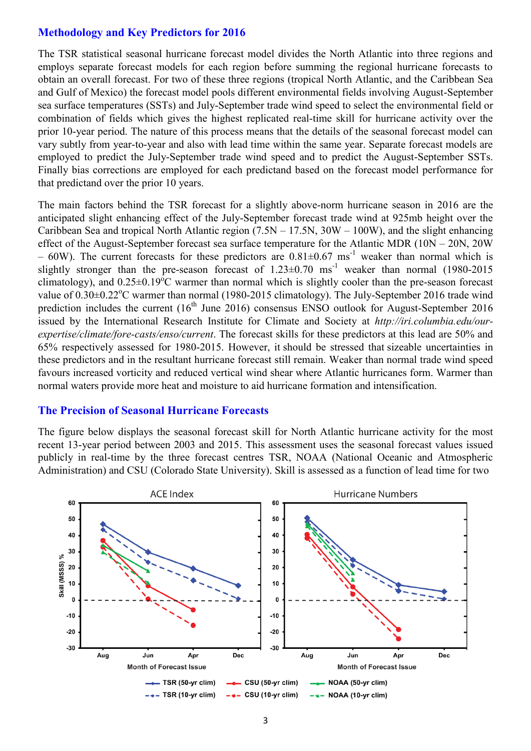## Methodology and Key Predictors for 2016

The TSR statistical seasonal hurricane forecast model divides the North Atlantic into three regions and employs separate forecast models for each region before summing the regional hurricane forecasts to obtain an overall forecast. For two of these three regions (tropical North Atlantic, and the Caribbean Sea and Gulf of Mexico) the forecast model pools different environmental fields involving August-September sea surface temperatures (SSTs) and July-September trade wind speed to select the environmental field or combination of fields which gives the highest replicated real-time skill for hurricane activity over the prior 10-year period. The nature of this process means that the details of the seasonal forecast model can vary subtly from year-to-year and also with lead time within the same year. Separate forecast models are employed to predict the July-September trade wind speed and to predict the August-September SSTs. Finally bias corrections are employed for each predictand based on the forecast model performance for that predictand over the prior 10 years.

The main factors behind the TSR forecast for a slightly above-norm hurricane season in 2016 are the anticipated slight enhancing effect of the July-September forecast trade wind at 925mb height over the Caribbean Sea and tropical North Atlantic region (7.5N – 17.5N, 30W – 100W), and the slight enhancing effect of the August-September forecast sea surface temperature for the Atlantic MDR (10N – 20N, 20W – 60W). The current forecasts for these predictors are $0.81\pm0.67$ $ms^{-1}$ weaker than normal which is slightly stronger than the pre-season forecast of $1.23\pm0.70$ $ms^{-1}$ weaker than normal (1980-2015 climatology), and $0.25\pm0.19^{o}$C warmer than normal which is slightly cooler than the pre-season forecast value of $0.30\pm0.22^{o}$C warmer than normal (1980-2015 climatology). The July-September 2016 trade wind prediction includes the current ($16^{th}$ June 2016) consensus ENSO outlook for August-September 2016 issued by the International Research Institute for Climate and Society at *http://iri.columbia.edu/our-expertise/climate/fore-casts/enso/current*. The forecast skills for these predictors at this lead are 50% and 65% respectively assessed for 1980-2015. However, it should be stressed that sizeable uncertainties in these predictors and in the resultant hurricane forecast still remain. Weaker than normal trade wind speed favours increased vorticity and reduced vertical wind shear where Atlantic hurricanes form. Warmer than normal waters provide more heat and moisture to aid hurricane formation and intensification.

## The Precision of Seasonal Hurricane Forecasts

The figure below displays the seasonal forecast skill for North Atlantic hurricane activity for the most recent 13-year period between 2003 and 2015. This assessment uses the seasonal forecast values issued publicly in real-time by the three forecast centres TSR, NOAA (National Oceanic and Atmospheric Administration) and CSU (Colorado State University). Skill is assessed as a function of lead time for two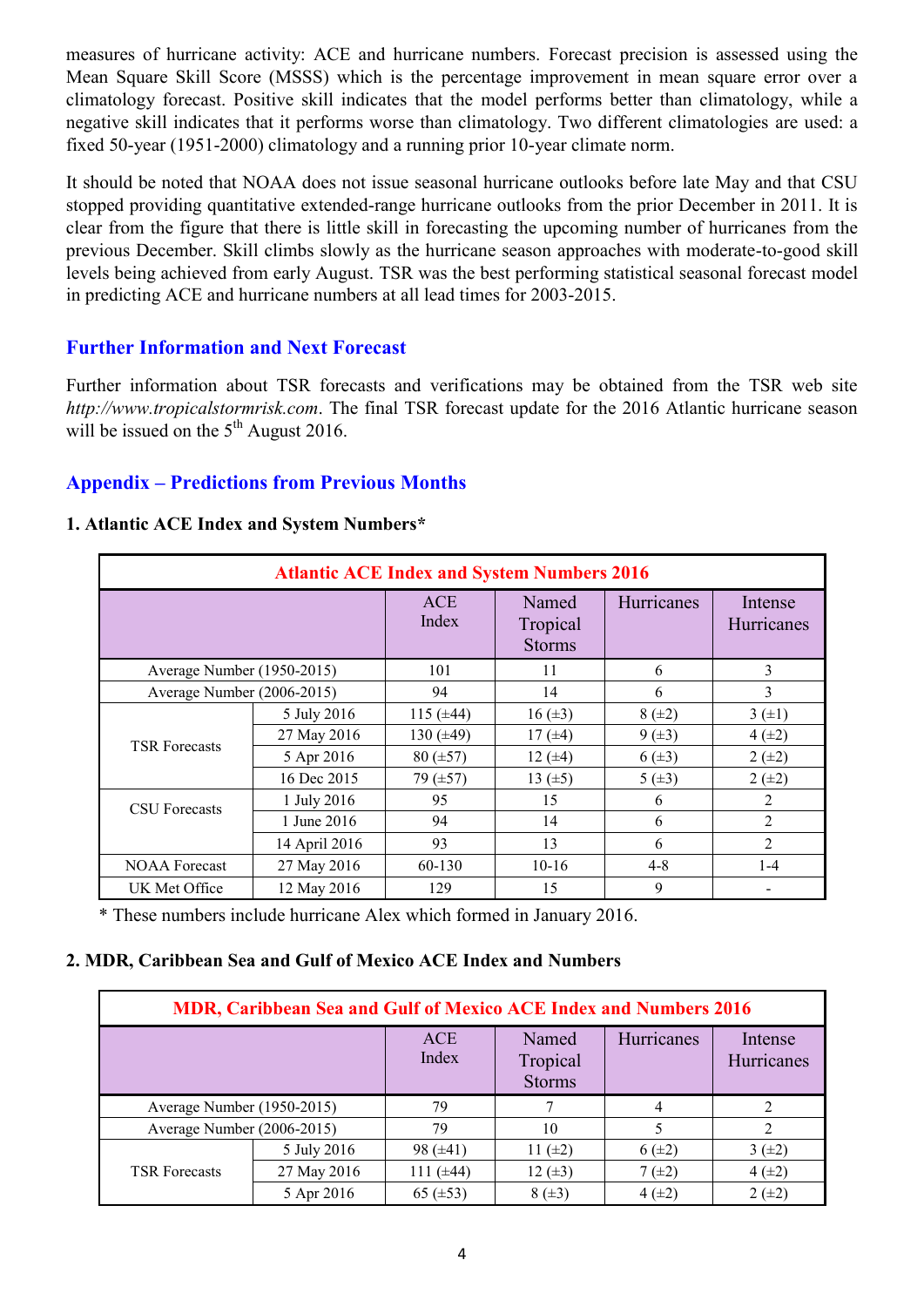measures of hurricane activity: ACE and hurricane numbers. Forecast precision is assessed using the Mean Square Skill Score (MSSS) which is the percentage improvement in mean square error over a climatology forecast. Positive skill indicates that the model performs better than climatology, while a negative skill indicates that it performs worse than climatology. Two different climatologies are used: a fixed 50-year (1951-2000) climatology and a running prior 10-year climate norm.

It should be noted that NOAA does not issue seasonal hurricane outlooks before late May and that CSU stopped providing quantitative extended-range hurricane outlooks from the prior December in 2011. It is clear from the figure that there is little skill in forecasting the upcoming number of hurricanes from the previous December. Skill climbs slowly as the hurricane season approaches with moderate-to-good skill levels being achieved from early August. TSR was the best performing statistical seasonal forecast model in predicting ACE and hurricane numbers at all lead times for 2003-2015.

## Further Information and Next Forecast

Further information about TSR forecasts and verifications may be obtained from the TSR web site *http://www.tropicalstormrisk.com*. The final TSR forecast update for the 2016 Atlantic hurricane season will be issued on the 5th August 2016.

## Appendix – Predictions from Previous Months

### 1. Atlantic ACE Index and System Numbers*

| Atlantic ACE Index and System Numbers 2016 | | | | | |
|---|---|---|---|---|---|
| | | ACE Index | Named Tropical Storms | Hurricanes | Intense Hurricanes |
| Average Number (1950-2015) | | 101 | 11 | 6 | 3 |
| Average Number (2006-2015) | | 94 | 14 | 6 | 3 |
| TSR Forecasts | 5 July 2016 | 115 (±44) | 16 (±3) | 8 (±2) | 3 (±1) |
| | 27 May 2016 | 130 (±49) | 17 (±4) | 9 (±3) | 4 (±2) |
| | 5 Apr 2016 | 80 (±57) | 12 (±4) | 6 (±3) | 2 (±2) |
| | 16 Dec 2015 | 79 (±57) | 13 (±5) | 5 (±3) | 2 (±2) |
| CSU Forecasts | 1 July 2016 | 95 | 15 | 6 | 2 |
| | 1 June 2016 | 94 | 14 | 6 | 2 |
| | 14 April 2016 | 93 | 13 | 6 | 2 |
| NOAA Forecast | 27 May 2016 | 60-130 | 10-16 | 4-8 | 1-4 |
| UK Met Office | 12 May 2016 | 129 | 15 | 9 | - |

* These numbers include hurricane Alex which formed in January 2016.

### 2. MDR, Caribbean Sea and Gulf of Mexico ACE Index and Numbers

| MDR, Caribbean Sea and Gulf of Mexico ACE Index and Numbers 2016 | | | | | |
|---|---|---|---|---|---|
| | | ACE Index | Named Tropical Storms | Hurricanes | Intense Hurricanes |
| Average Number (1950-2015) | | 79 | 7 | 4 | 2 |
| Average Number (2006-2015) | | 79 | 10 | 5 | 2 |
| TSR Forecasts | 5 July 2016 | 98 (±41) | 11 (±2) | 6 (±2) | 3 (±2) |
| | 27 May 2016 | 111 (±44) | 12 (±3) | 7 (±2) | 4 (±2) |
| | 5 Apr 2016 | 65 (±53) | 8 (±3) | 4 (±2) | 2 (±2) |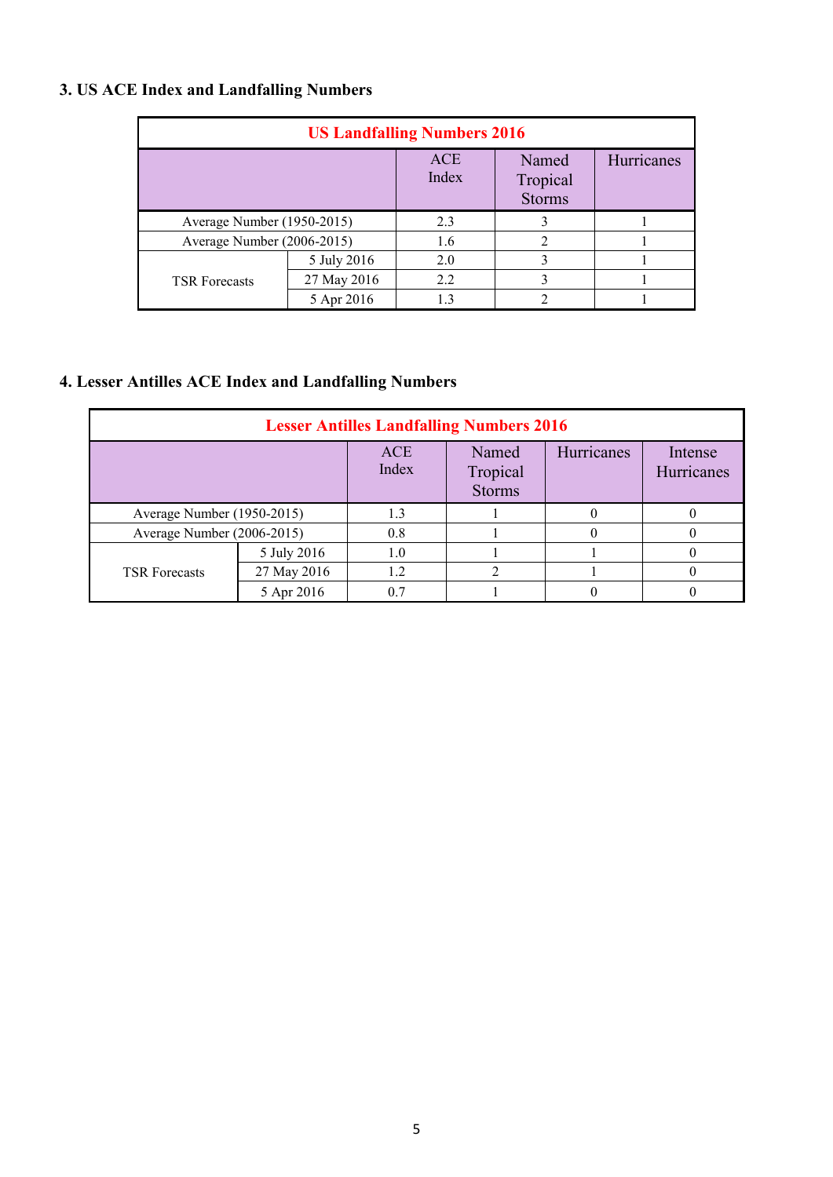### 3. US ACE Index and Landfalling Numbers

| US Landfalling Numbers 2016 | | | | |
|---|---|---|---|---|
| | | ACE Index | Named Tropical Storms | Hurricanes |
| Average Number (1950-2015) | | 2.3 | 3 | 1 |
| Average Number (2006-2015) | | 1.6 | 2 | 1 |
| TSR Forecasts | 5 July 2016 | 2.0 | 3 | 1 |
| | 27 May 2016 | 2.2 | 3 | 1 |
| | 5 Apr 2016 | 1.3 | 2 | 1 |

### 4. Lesser Antilles ACE Index and Landfalling Numbers

| Lesser Antilles Landfalling Numbers 2016 | | | | | |
|---|---|---|---|---|---|
| | | ACE Index | Named Tropical Storms | Hurricanes | Intense Hurricanes |
| Average Number (1950-2015) | | 1.3 | 1 | 0 | 0 |
| Average Number (2006-2015) | | 0.8 | 1 | 0 | 0 |
| TSR Forecasts | 5 July 2016 | 1.0 | 1 | 1 | 0 |
| | 27 May 2016 | 1.2 | 2 | 1 | 0 |
| | 5 Apr 2016 | 0.7 | 1 | 0 | 0 |